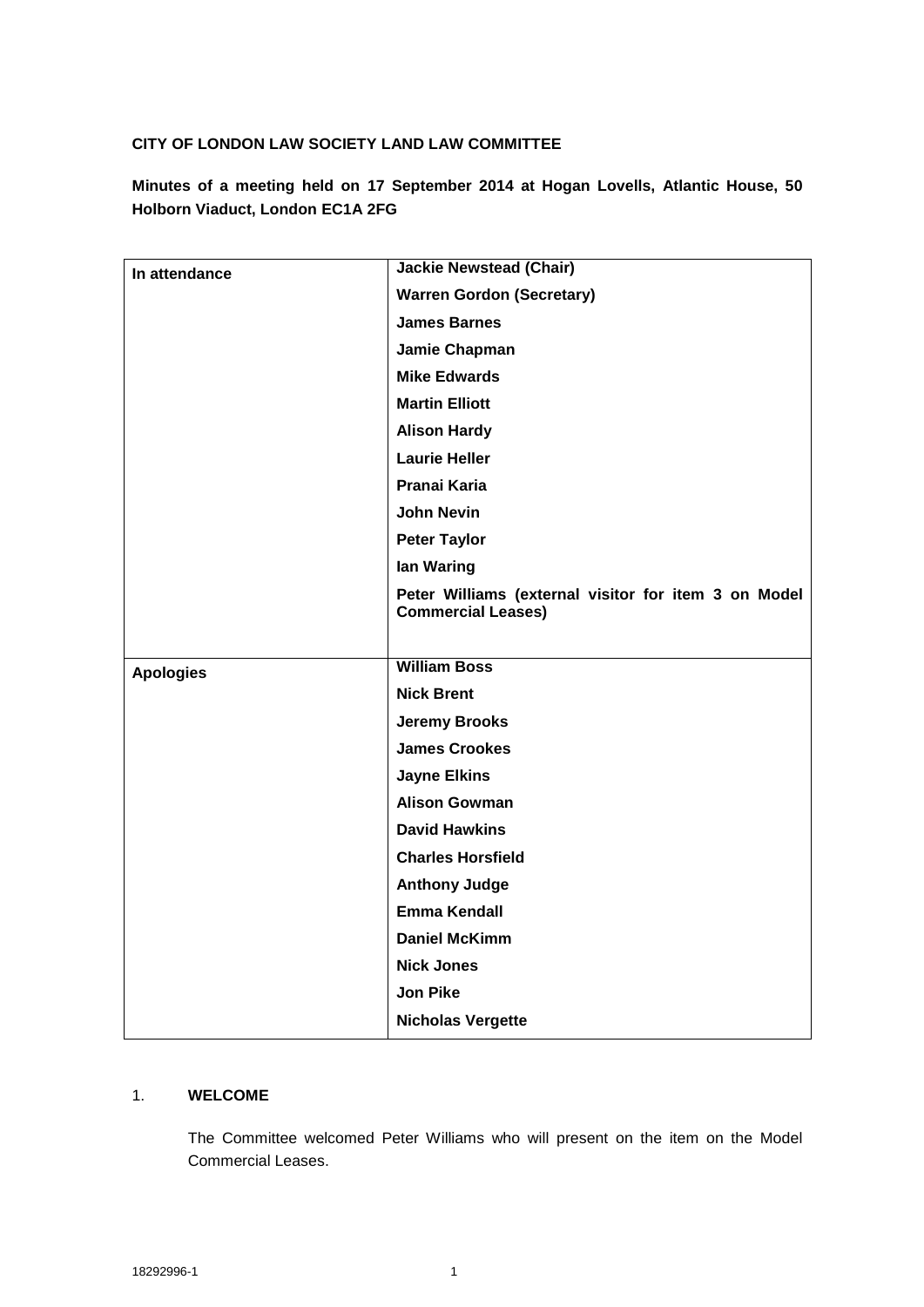**CITY OF LONDON LAW SOCIETY LAND LAW COMMITTEE**

**Minutes of a meeting held on 17 September 2014 at Hogan Lovells, Atlantic House, 50 Holborn Viaduct, London EC1A 2FG**

| | |
|---|---|
| **In attendance** | **Jackie Newstead (Chair)** |
| | **Warren Gordon (Secretary)** |
| | **James Barnes** |
| | **Jamie Chapman** |
| | **Mike Edwards** |
| | **Martin Elliott** |
| | **Alison Hardy** |
| | **Laurie Heller** |
| | **Pranai Karia** |
| | **John Nevin** |
| | **Peter Taylor** |
| | **Ian Waring** |
| | **Peter Williams (external visitor for item 3 on Model Commercial Leases)** |
| **Apologies** | **William Boss** |
| | **Nick Brent** |
| | **Jeremy Brooks** |
| | **James Crookes** |
| | **Jayne Elkins** |
| | **Alison Gowman** |
| | **David Hawkins** |
| | **Charles Horsfield** |
| | **Anthony Judge** |
| | **Emma Kendall** |
| | **Daniel McKimm** |
| | **Nick Jones** |
| | **Jon Pike** |
| | **Nicholas Vergette** |

1. **WELCOME**

   The Committee welcomed Peter Williams who will present on the item on the Model Commercial Leases.

18292996-1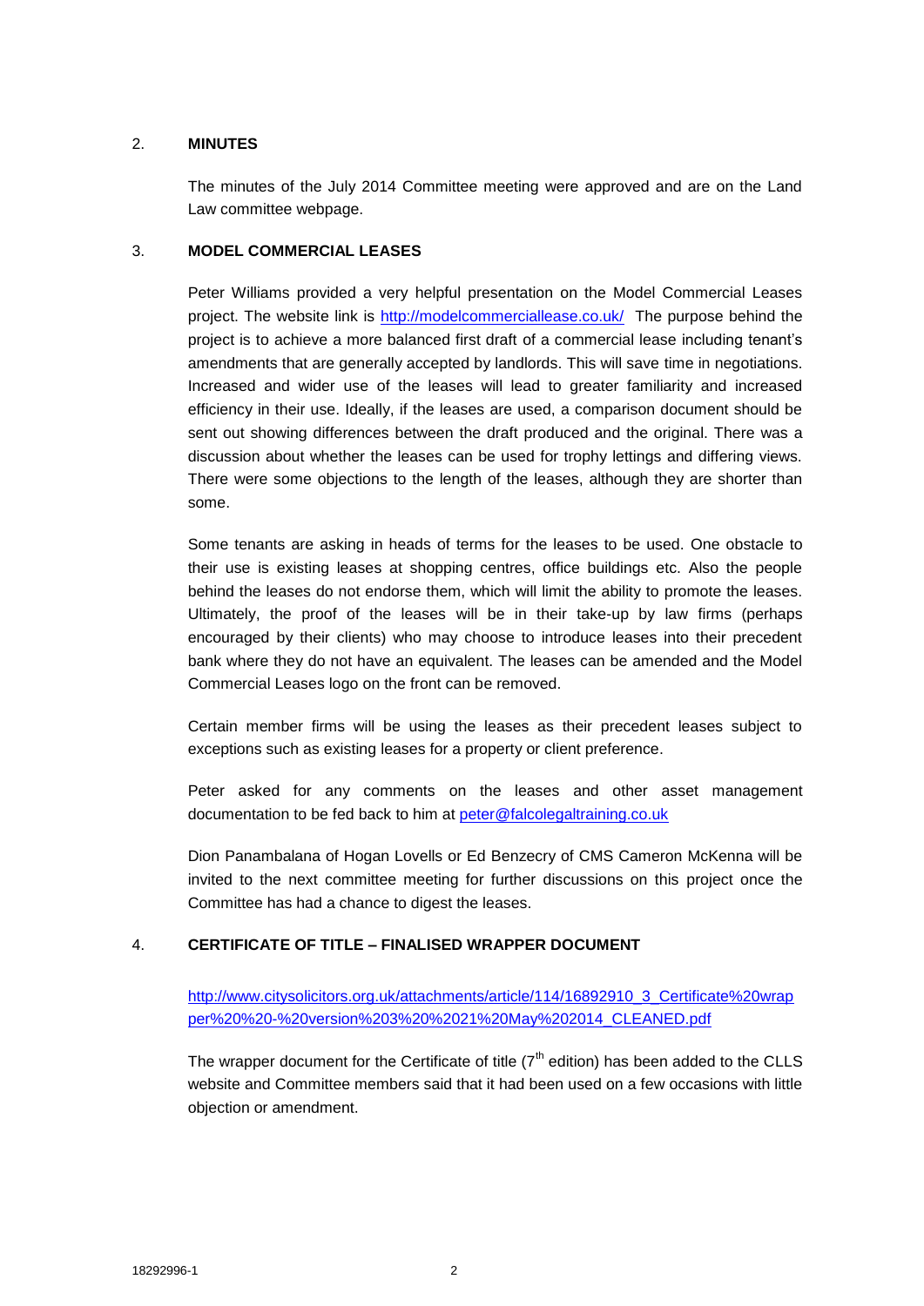## 2. MINUTES

The minutes of the July 2014 Committee meeting were approved and are on the Land Law committee webpage.

## 3. MODEL COMMERCIAL LEASES

Peter Williams provided a very helpful presentation on the Model Commercial Leases project. The website link is http://modelcommerciallease.co.uk/ The purpose behind the project is to achieve a more balanced first draft of a commercial lease including tenant's amendments that are generally accepted by landlords. This will save time in negotiations. Increased and wider use of the leases will lead to greater familiarity and increased efficiency in their use. Ideally, if the leases are used, a comparison document should be sent out showing differences between the draft produced and the original. There was a discussion about whether the leases can be used for trophy lettings and differing views. There were some objections to the length of the leases, although they are shorter than some.

Some tenants are asking in heads of terms for the leases to be used. One obstacle to their use is existing leases at shopping centres, office buildings etc. Also the people behind the leases do not endorse them, which will limit the ability to promote the leases. Ultimately, the proof of the leases will be in their take-up by law firms (perhaps encouraged by their clients) who may choose to introduce leases into their precedent bank where they do not have an equivalent. The leases can be amended and the Model Commercial Leases logo on the front can be removed.

Certain member firms will be using the leases as their precedent leases subject to exceptions such as existing leases for a property or client preference.

Peter asked for any comments on the leases and other asset management documentation to be fed back to him at peter@falcolegaltraining.co.uk

Dion Panambalana of Hogan Lovells or Ed Benzecry of CMS Cameron McKenna will be invited to the next committee meeting for further discussions on this project once the Committee has had a chance to digest the leases.

## 4. CERTIFICATE OF TITLE – FINALISED WRAPPER DOCUMENT

http://www.citysolicitors.org.uk/attachments/article/114/16892910_3_Certificate%20wrapper%20%20-%20version%203%20%2021%20May%202014_CLEANED.pdf

The wrapper document for the Certificate of title (7th edition) has been added to the CLLS website and Committee members said that it had been used on a few occasions with little objection or amendment.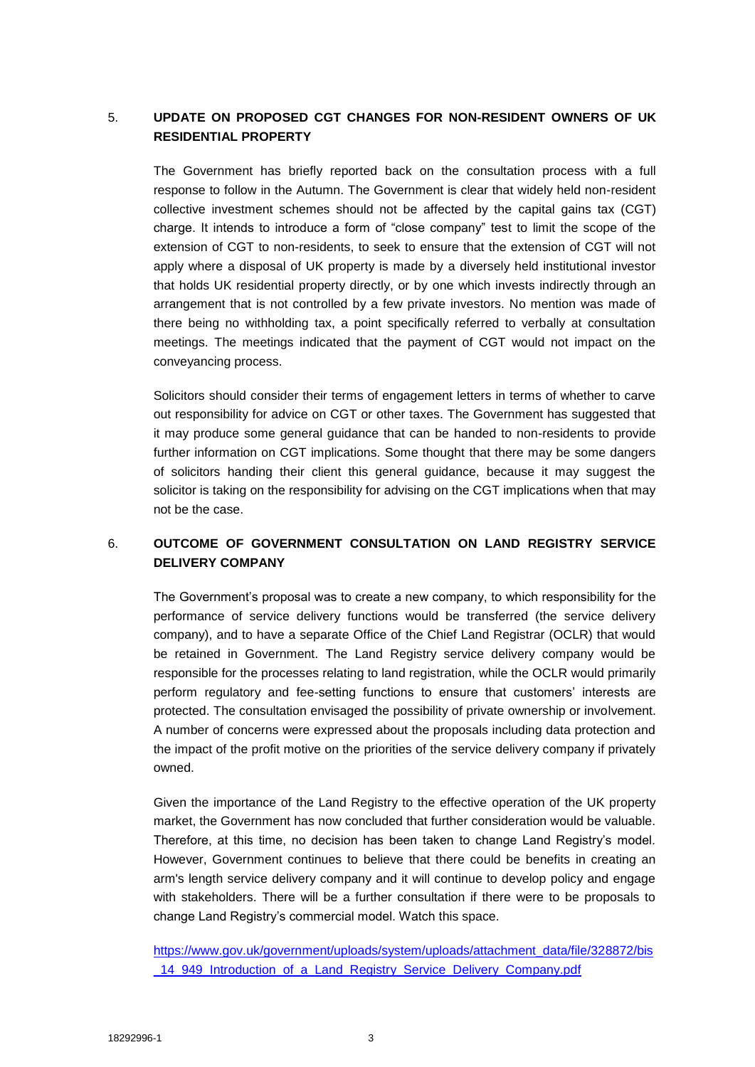## 5. UPDATE ON PROPOSED CGT CHANGES FOR NON-RESIDENT OWNERS OF UK RESIDENTIAL PROPERTY

The Government has briefly reported back on the consultation process with a full response to follow in the Autumn. The Government is clear that widely held non-resident collective investment schemes should not be affected by the capital gains tax (CGT) charge. It intends to introduce a form of "close company" test to limit the scope of the extension of CGT to non-residents, to seek to ensure that the extension of CGT will not apply where a disposal of UK property is made by a diversely held institutional investor that holds UK residential property directly, or by one which invests indirectly through an arrangement that is not controlled by a few private investors. No mention was made of there being no withholding tax, a point specifically referred to verbally at consultation meetings. The meetings indicated that the payment of CGT would not impact on the conveyancing process.

Solicitors should consider their terms of engagement letters in terms of whether to carve out responsibility for advice on CGT or other taxes. The Government has suggested that it may produce some general guidance that can be handed to non-residents to provide further information on CGT implications. Some thought that there may be some dangers of solicitors handing their client this general guidance, because it may suggest the solicitor is taking on the responsibility for advising on the CGT implications when that may not be the case.

## 6. OUTCOME OF GOVERNMENT CONSULTATION ON LAND REGISTRY SERVICE DELIVERY COMPANY

The Government's proposal was to create a new company, to which responsibility for the performance of service delivery functions would be transferred (the service delivery company), and to have a separate Office of the Chief Land Registrar (OCLR) that would be retained in Government. The Land Registry service delivery company would be responsible for the processes relating to land registration, while the OCLR would primarily perform regulatory and fee-setting functions to ensure that customers' interests are protected. The consultation envisaged the possibility of private ownership or involvement. A number of concerns were expressed about the proposals including data protection and the impact of the profit motive on the priorities of the service delivery company if privately owned.

Given the importance of the Land Registry to the effective operation of the UK property market, the Government has now concluded that further consideration would be valuable. Therefore, at this time, no decision has been taken to change Land Registry's model. However, Government continues to believe that there could be benefits in creating an arm's length service delivery company and it will continue to develop policy and engage with stakeholders. There will be a further consultation if there were to be proposals to change Land Registry's commercial model. Watch this space.

https://www.gov.uk/government/uploads/system/uploads/attachment_data/file/328872/bis_14_949_Introduction_of_a_Land_Registry_Service_Delivery_Company.pdf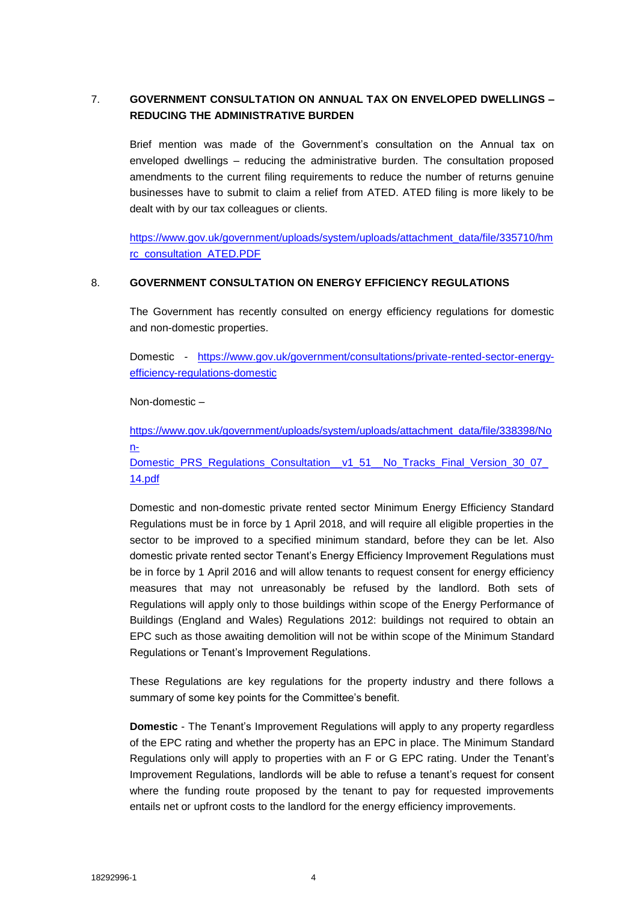## 7. GOVERNMENT CONSULTATION ON ANNUAL TAX ON ENVELOPED DWELLINGS – REDUCING THE ADMINISTRATIVE BURDEN

Brief mention was made of the Government's consultation on the Annual tax on enveloped dwellings – reducing the administrative burden. The consultation proposed amendments to the current filing requirements to reduce the number of returns genuine businesses have to submit to claim a relief from ATED. ATED filing is more likely to be dealt with by our tax colleagues or clients.

https://www.gov.uk/government/uploads/system/uploads/attachment_data/file/335710/hmrc_consultation_ATED.PDF

## 8. GOVERNMENT CONSULTATION ON ENERGY EFFICIENCY REGULATIONS

The Government has recently consulted on energy efficiency regulations for domestic and non-domestic properties.

Domestic - https://www.gov.uk/government/consultations/private-rented-sector-energy-efficiency-regulations-domestic

Non-domestic –

https://www.gov.uk/government/uploads/system/uploads/attachment_data/file/338398/Non-Domestic_PRS_Regulations_Consultation__v1_51__No_Tracks_Final_Version_30_07_14.pdf

Domestic and non-domestic private rented sector Minimum Energy Efficiency Standard Regulations must be in force by 1 April 2018, and will require all eligible properties in the sector to be improved to a specified minimum standard, before they can be let. Also domestic private rented sector Tenant's Energy Efficiency Improvement Regulations must be in force by 1 April 2016 and will allow tenants to request consent for energy efficiency measures that may not unreasonably be refused by the landlord. Both sets of Regulations will apply only to those buildings within scope of the Energy Performance of Buildings (England and Wales) Regulations 2012: buildings not required to obtain an EPC such as those awaiting demolition will not be within scope of the Minimum Standard Regulations or Tenant's Improvement Regulations.

These Regulations are key regulations for the property industry and there follows a summary of some key points for the Committee's benefit.

**Domestic** - The Tenant's Improvement Regulations will apply to any property regardless of the EPC rating and whether the property has an EPC in place. The Minimum Standard Regulations only will apply to properties with an F or G EPC rating. Under the Tenant's Improvement Regulations, landlords will be able to refuse a tenant's request for consent where the funding route proposed by the tenant to pay for requested improvements entails net or upfront costs to the landlord for the energy efficiency improvements.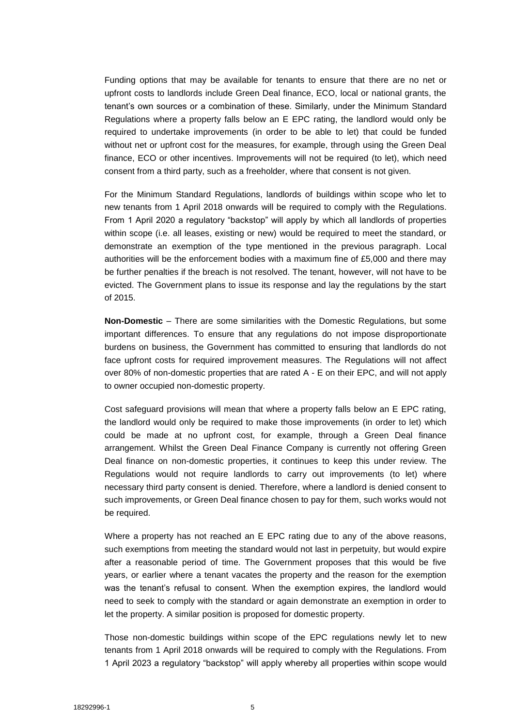Funding options that may be available for tenants to ensure that there are no net or upfront costs to landlords include Green Deal finance, ECO, local or national grants, the tenant's own sources or a combination of these. Similarly, under the Minimum Standard Regulations where a property falls below an E EPC rating, the landlord would only be required to undertake improvements (in order to be able to let) that could be funded without net or upfront cost for the measures, for example, through using the Green Deal finance, ECO or other incentives. Improvements will not be required (to let), which need consent from a third party, such as a freeholder, where that consent is not given.

For the Minimum Standard Regulations, landlords of buildings within scope who let to new tenants from 1 April 2018 onwards will be required to comply with the Regulations. From 1 April 2020 a regulatory "backstop" will apply by which all landlords of properties within scope (i.e. all leases, existing or new) would be required to meet the standard, or demonstrate an exemption of the type mentioned in the previous paragraph. Local authorities will be the enforcement bodies with a maximum fine of £5,000 and there may be further penalties if the breach is not resolved. The tenant, however, will not have to be evicted. The Government plans to issue its response and lay the regulations by the start of 2015.

**Non-Domestic** – There are some similarities with the Domestic Regulations, but some important differences. To ensure that any regulations do not impose disproportionate burdens on business, the Government has committed to ensuring that landlords do not face upfront costs for required improvement measures. The Regulations will not affect over 80% of non-domestic properties that are rated A - E on their EPC, and will not apply to owner occupied non-domestic property.

Cost safeguard provisions will mean that where a property falls below an E EPC rating, the landlord would only be required to make those improvements (in order to let) which could be made at no upfront cost, for example, through a Green Deal finance arrangement. Whilst the Green Deal Finance Company is currently not offering Green Deal finance on non-domestic properties, it continues to keep this under review. The Regulations would not require landlords to carry out improvements (to let) where necessary third party consent is denied. Therefore, where a landlord is denied consent to such improvements, or Green Deal finance chosen to pay for them, such works would not be required.

Where a property has not reached an E EPC rating due to any of the above reasons, such exemptions from meeting the standard would not last in perpetuity, but would expire after a reasonable period of time. The Government proposes that this would be five years, or earlier where a tenant vacates the property and the reason for the exemption was the tenant's refusal to consent. When the exemption expires, the landlord would need to seek to comply with the standard or again demonstrate an exemption in order to let the property. A similar position is proposed for domestic property.

Those non-domestic buildings within scope of the EPC regulations newly let to new tenants from 1 April 2018 onwards will be required to comply with the Regulations. From 1 April 2023 a regulatory "backstop" will apply whereby all properties within scope would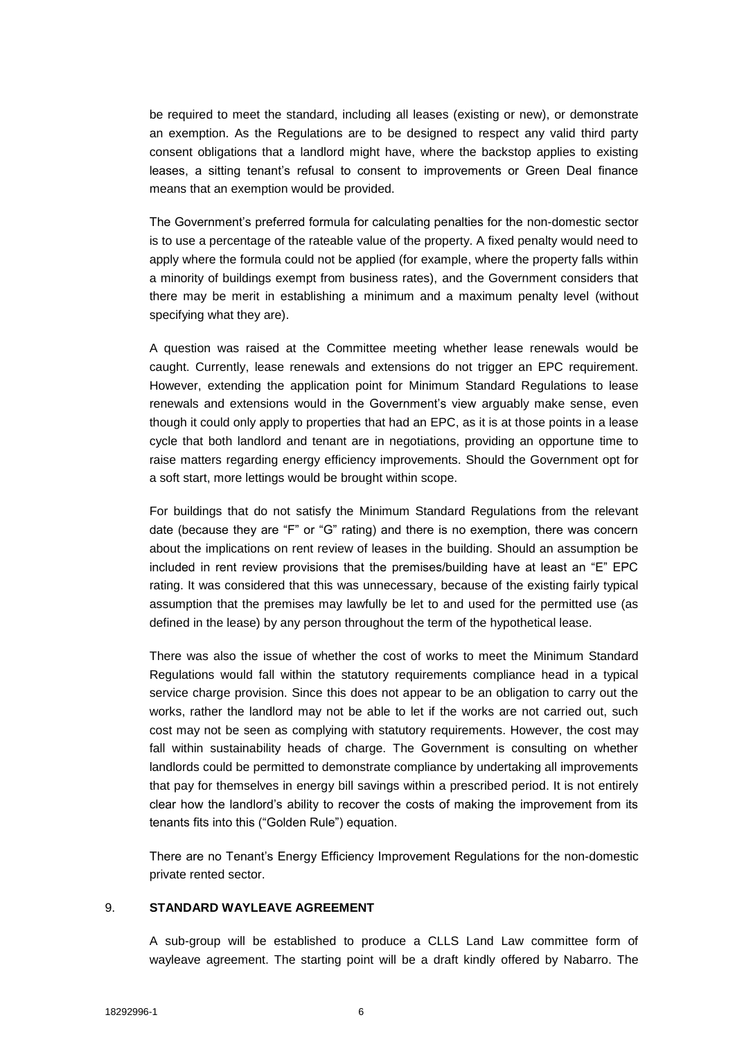be required to meet the standard, including all leases (existing or new), or demonstrate an exemption. As the Regulations are to be designed to respect any valid third party consent obligations that a landlord might have, where the backstop applies to existing leases, a sitting tenant's refusal to consent to improvements or Green Deal finance means that an exemption would be provided.

The Government's preferred formula for calculating penalties for the non-domestic sector is to use a percentage of the rateable value of the property. A fixed penalty would need to apply where the formula could not be applied (for example, where the property falls within a minority of buildings exempt from business rates), and the Government considers that there may be merit in establishing a minimum and a maximum penalty level (without specifying what they are).

A question was raised at the Committee meeting whether lease renewals would be caught. Currently, lease renewals and extensions do not trigger an EPC requirement. However, extending the application point for Minimum Standard Regulations to lease renewals and extensions would in the Government's view arguably make sense, even though it could only apply to properties that had an EPC, as it is at those points in a lease cycle that both landlord and tenant are in negotiations, providing an opportune time to raise matters regarding energy efficiency improvements. Should the Government opt for a soft start, more lettings would be brought within scope.

For buildings that do not satisfy the Minimum Standard Regulations from the relevant date (because they are "F" or "G" rating) and there is no exemption, there was concern about the implications on rent review of leases in the building. Should an assumption be included in rent review provisions that the premises/building have at least an "E" EPC rating. It was considered that this was unnecessary, because of the existing fairly typical assumption that the premises may lawfully be let to and used for the permitted use (as defined in the lease) by any person throughout the term of the hypothetical lease.

There was also the issue of whether the cost of works to meet the Minimum Standard Regulations would fall within the statutory requirements compliance head in a typical service charge provision. Since this does not appear to be an obligation to carry out the works, rather the landlord may not be able to let if the works are not carried out, such cost may not be seen as complying with statutory requirements. However, the cost may fall within sustainability heads of charge. The Government is consulting on whether landlords could be permitted to demonstrate compliance by undertaking all improvements that pay for themselves in energy bill savings within a prescribed period. It is not entirely clear how the landlord's ability to recover the costs of making the improvement from its tenants fits into this ("Golden Rule") equation.

There are no Tenant's Energy Efficiency Improvement Regulations for the non-domestic private rented sector.

## 9. STANDARD WAYLEAVE AGREEMENT

A sub-group will be established to produce a CLLS Land Law committee form of wayleave agreement. The starting point will be a draft kindly offered by Nabarro. The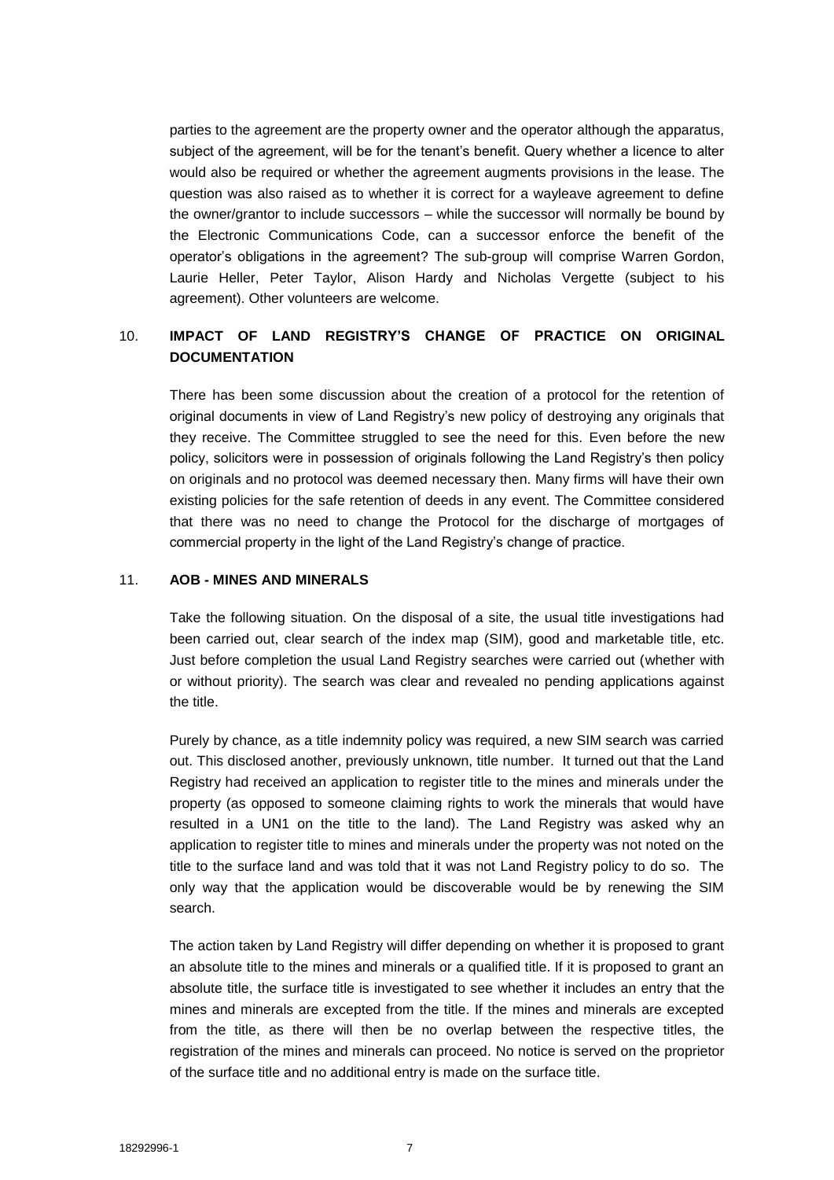parties to the agreement are the property owner and the operator although the apparatus, subject of the agreement, will be for the tenant's benefit. Query whether a licence to alter would also be required or whether the agreement augments provisions in the lease. The question was also raised as to whether it is correct for a wayleave agreement to define the owner/grantor to include successors – while the successor will normally be bound by the Electronic Communications Code, can a successor enforce the benefit of the operator's obligations in the agreement? The sub-group will comprise Warren Gordon, Laurie Heller, Peter Taylor, Alison Hardy and Nicholas Vergette (subject to his agreement). Other volunteers are welcome.

## 10. IMPACT OF LAND REGISTRY'S CHANGE OF PRACTICE ON ORIGINAL DOCUMENTATION

There has been some discussion about the creation of a protocol for the retention of original documents in view of Land Registry's new policy of destroying any originals that they receive. The Committee struggled to see the need for this. Even before the new policy, solicitors were in possession of originals following the Land Registry's then policy on originals and no protocol was deemed necessary then. Many firms will have their own existing policies for the safe retention of deeds in any event. The Committee considered that there was no need to change the Protocol for the discharge of mortgages of commercial property in the light of the Land Registry's change of practice.

## 11. AOB - MINES AND MINERALS

Take the following situation. On the disposal of a site, the usual title investigations had been carried out, clear search of the index map (SIM), good and marketable title, etc. Just before completion the usual Land Registry searches were carried out (whether with or without priority). The search was clear and revealed no pending applications against the title.

Purely by chance, as a title indemnity policy was required, a new SIM search was carried out. This disclosed another, previously unknown, title number. It turned out that the Land Registry had received an application to register title to the mines and minerals under the property (as opposed to someone claiming rights to work the minerals that would have resulted in a UN1 on the title to the land). The Land Registry was asked why an application to register title to mines and minerals under the property was not noted on the title to the surface land and was told that it was not Land Registry policy to do so. The only way that the application would be discoverable would be by renewing the SIM search.

The action taken by Land Registry will differ depending on whether it is proposed to grant an absolute title to the mines and minerals or a qualified title. If it is proposed to grant an absolute title, the surface title is investigated to see whether it includes an entry that the mines and minerals are excepted from the title. If the mines and minerals are excepted from the title, as there will then be no overlap between the respective titles, the registration of the mines and minerals can proceed. No notice is served on the proprietor of the surface title and no additional entry is made on the surface title.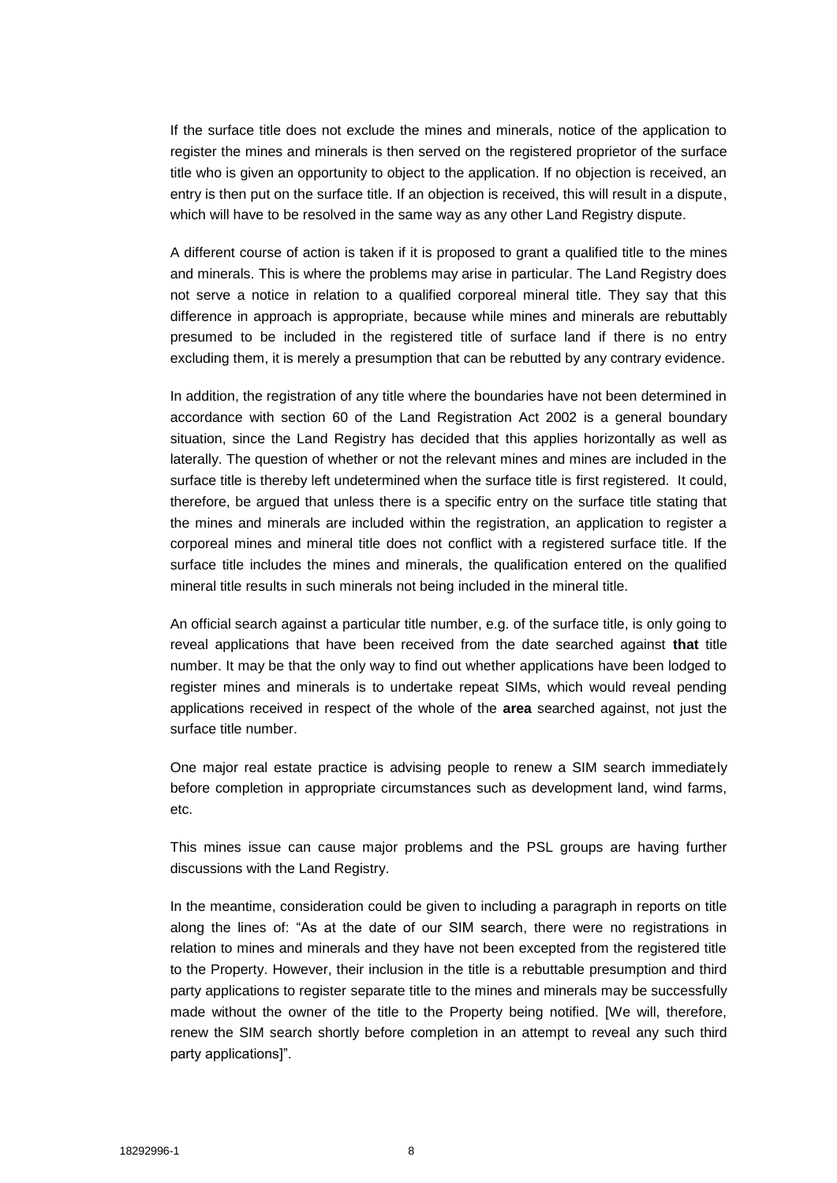If the surface title does not exclude the mines and minerals, notice of the application to register the mines and minerals is then served on the registered proprietor of the surface title who is given an opportunity to object to the application. If no objection is received, an entry is then put on the surface title. If an objection is received, this will result in a dispute, which will have to be resolved in the same way as any other Land Registry dispute.

A different course of action is taken if it is proposed to grant a qualified title to the mines and minerals. This is where the problems may arise in particular. The Land Registry does not serve a notice in relation to a qualified corporeal mineral title. They say that this difference in approach is appropriate, because while mines and minerals are rebuttably presumed to be included in the registered title of surface land if there is no entry excluding them, it is merely a presumption that can be rebutted by any contrary evidence.

In addition, the registration of any title where the boundaries have not been determined in accordance with section 60 of the Land Registration Act 2002 is a general boundary situation, since the Land Registry has decided that this applies horizontally as well as laterally. The question of whether or not the relevant mines and mines are included in the surface title is thereby left undetermined when the surface title is first registered. It could, therefore, be argued that unless there is a specific entry on the surface title stating that the mines and minerals are included within the registration, an application to register a corporeal mines and mineral title does not conflict with a registered surface title. If the surface title includes the mines and minerals, the qualification entered on the qualified mineral title results in such minerals not being included in the mineral title.

An official search against a particular title number, e.g. of the surface title, is only going to reveal applications that have been received from the date searched against **that** title number. It may be that the only way to find out whether applications have been lodged to register mines and minerals is to undertake repeat SIMs, which would reveal pending applications received in respect of the whole of the **area** searched against, not just the surface title number.

One major real estate practice is advising people to renew a SIM search immediately before completion in appropriate circumstances such as development land, wind farms, etc.

This mines issue can cause major problems and the PSL groups are having further discussions with the Land Registry.

In the meantime, consideration could be given to including a paragraph in reports on title along the lines of: "As at the date of our SIM search, there were no registrations in relation to mines and minerals and they have not been excepted from the registered title to the Property. However, their inclusion in the title is a rebuttable presumption and third party applications to register separate title to the mines and minerals may be successfully made without the owner of the title to the Property being notified. [We will, therefore, renew the SIM search shortly before completion in an attempt to reveal any such third party applications]".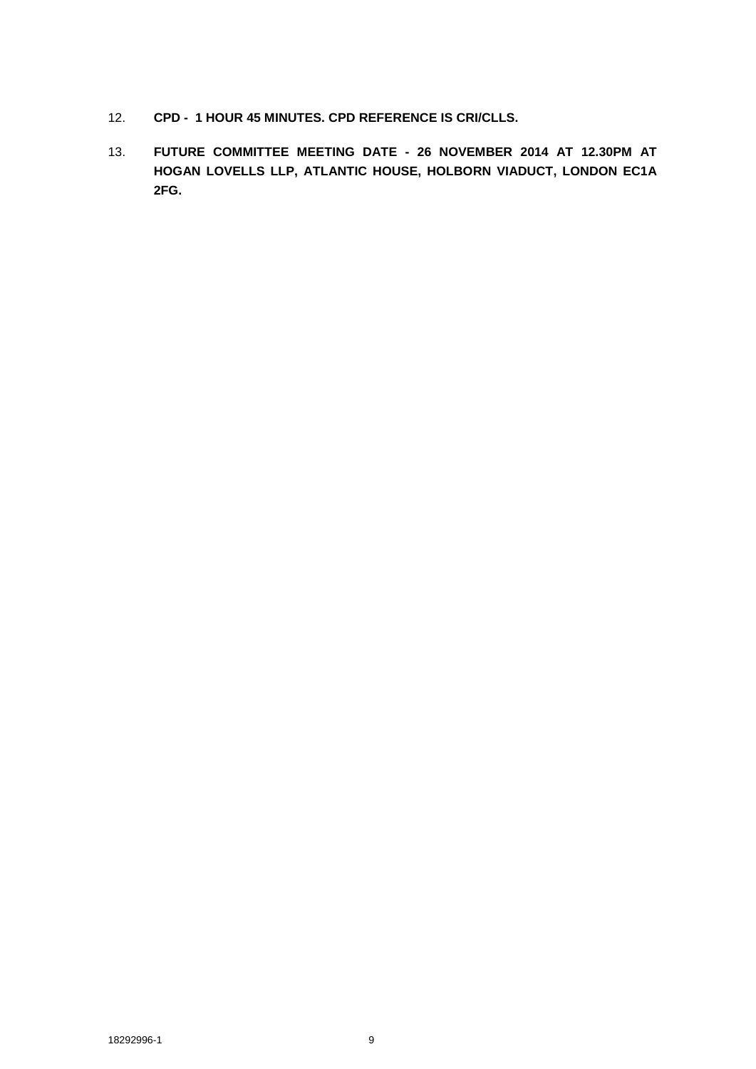12. **CPD - 1 HOUR 45 MINUTES. CPD REFERENCE IS CRI/CLLS.**

13. **FUTURE COMMITTEE MEETING DATE - 26 NOVEMBER 2014 AT 12.30PM AT HOGAN LOVELLS LLP, ATLANTIC HOUSE, HOLBORN VIADUCT, LONDON EC1A 2FG.**

18292996-1